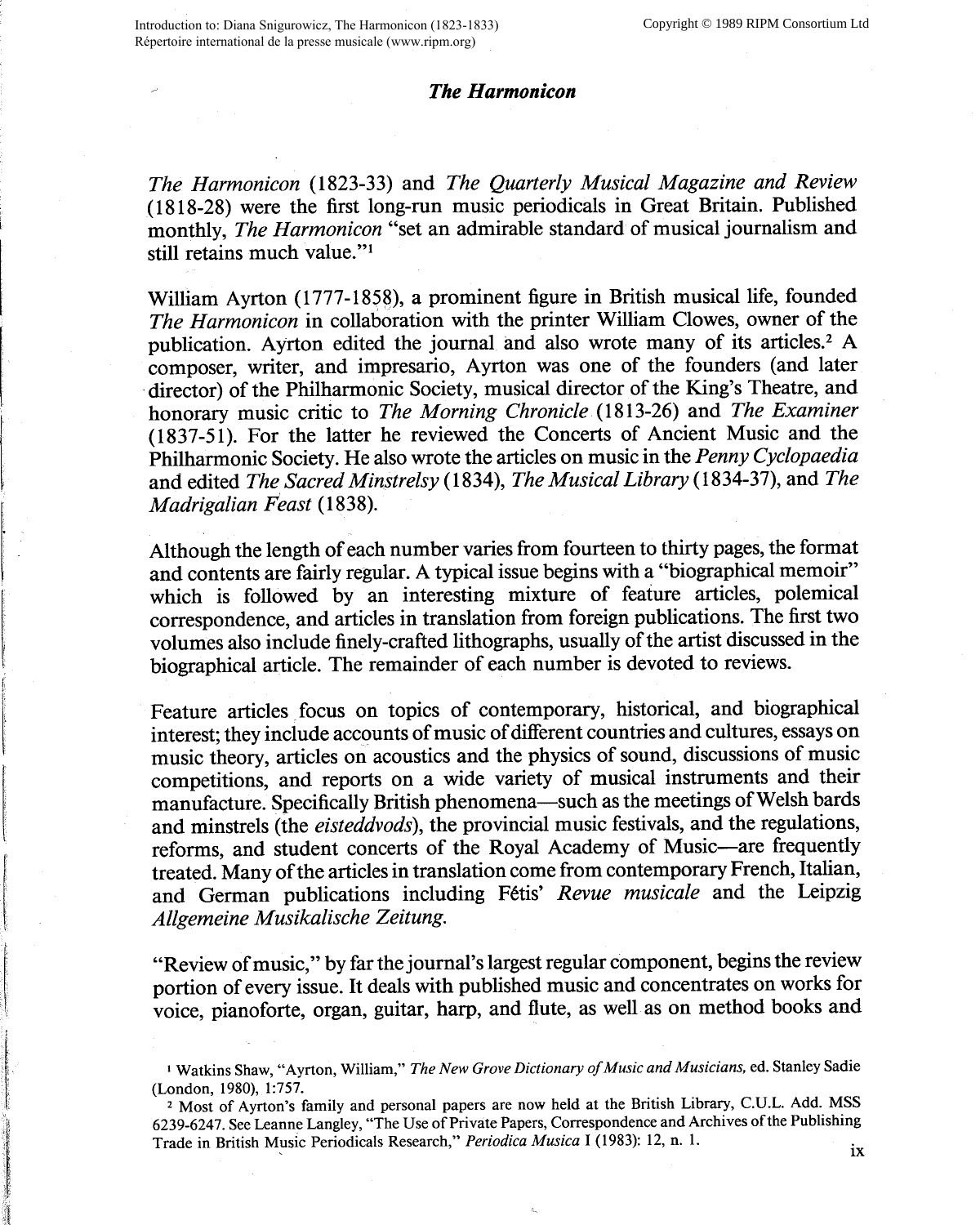# *The Harmonicon*

*The Harmonicon* (1823-33) and *The Quarterly Musical Magazine and Review* (1818-28) were the first long-run music periodicals in Great Britain. Published monthly, *The Harmonicon* "set an admirable standard of musical journalism and still retains much value."[1]

William Ayrton (1777-1858), a prominent figure in British musical life, founded *The Harmonicon* in collaboration with the printer William Clowes, owner of the publication. Ayrton edited the journal and also wrote many of its articles.[2] A composer, writer, and impresario, Ayrton was one of the founders (and later director) of the Philharmonic Society, musical director of the King's Theatre, and honorary music critic to *The Morning Chronicle* (1813-26) and *The Examiner* (1837-51). For the latter he reviewed the Concerts of Ancient Music and the Philharmonic Society. He also wrote the articles on music in the *Penny Cyclopaedia* and edited *The Sacred Minstrelsy* (1834), *The Musical Library* (1834-37), and *The Madrigalian Feast* (1838).

Although the length of each number varies from fourteen to thirty pages, the format and contents are fairly regular. A typical issue begins with a "biographical memoir" which is followed by an interesting mixture of feature articles, polemical correspondence, and articles in translation from foreign publications. The first two volumes also include finely-crafted lithographs, usually of the artist discussed in the biographical article. The remainder of each number is devoted to reviews.

Feature articles focus on topics of contemporary, historical, and biographical interest; they include accounts of music of different countries and cultures, essays on music theory, articles on acoustics and the physics of sound, discussions of music competitions, and reports on a wide variety of musical instruments and their manufacture. Specifically British phenomena—such as the meetings of Welsh bards and minstrels (the *eisteddvods*), the provincial music festivals, and the regulations, reforms, and student concerts of the Royal Academy of Music—are frequently treated. Many of the articles in translation come from contemporary French, Italian, and German publications including Fétis' *Revue musicale* and the Leipzig *Allgemeine Musikalische Zeitung*.

"Review of music," by far the journal's largest regular component, begins the review portion of every issue. It deals with published music and concentrates on works for voice, pianoforte, organ, guitar, harp, and flute, as well as on method books and

[1] Watkins Shaw, "Ayrton, William," *The New Grove Dictionary of Music and Musicians,* ed. Stanley Sadie (London, 1980), 1:757.

[2] Most of Ayrton's family and personal papers are now held at the British Library, C.U.L. Add. MSS 6239-6247. See Leanne Langley, "The Use of Private Papers, Correspondence and Archives of the Publishing Trade in British Music Periodicals Research," *Periodica Musica* I (1983): 12, n. 1.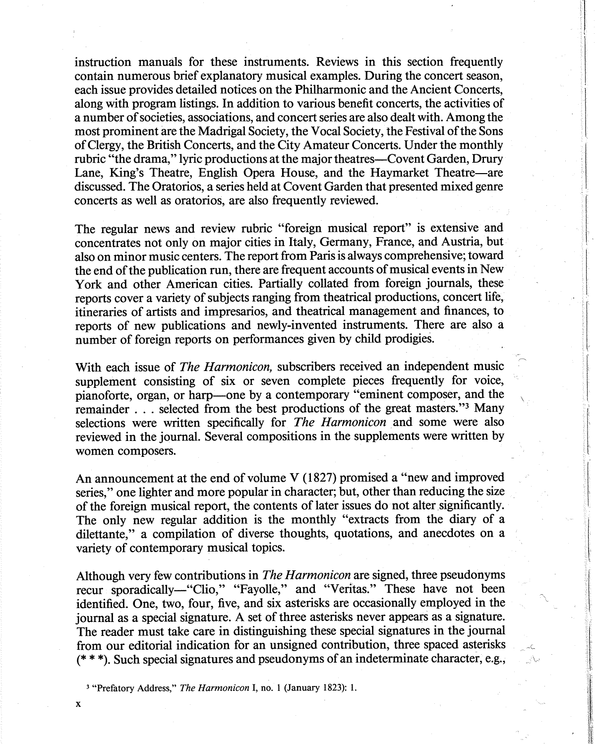instruction manuals for these instruments. Reviews in this section frequently contain numerous brief explanatory musical examples. During the concert season, each issue provides detailed notices on the Philharmonic and the Ancient Concerts, along with program listings. In addition to various benefit concerts, the activities of a number of societies, associations, and concert series are also dealt with. Among the most prominent are the Madrigal Society, the Vocal Society, the Festival of the Sons of Clergy, the British Concerts, and the City Amateur Concerts. Under the monthly rubric "the drama," lyric productions at the major theatres—Covent Garden, Drury Lane, King's Theatre, English Opera House, and the Haymarket Theatre—are discussed. The Oratorios, a series held at Covent Garden that presented mixed genre concerts as well as oratorios, are also frequently reviewed.

The regular news and review rubric "foreign musical report" is extensive and concentrates not only on major cities in Italy, Germany, France, and Austria, but also on minor music centers. The report from Paris is always comprehensive; toward the end of the publication run, there are frequent accounts of musical events in New York and other American cities. Partially collated from foreign journals, these reports cover a variety of subjects ranging from theatrical productions, concert life, itineraries of artists and impresarios, and theatrical management and finances, to reports of new publications and newly-invented instruments. There are also a number of foreign reports on performances given by child prodigies.

With each issue of *The Harmonicon,* subscribers received an independent music supplement consisting of six or seven complete pieces frequently for voice, pianoforte, organ, or harp—one by a contemporary "eminent composer, and the remainder . . . selected from the best productions of the great masters."[3] Many selections were written specifically for *The Harmonicon* and some were also reviewed in the journal. Several compositions in the supplements were written by women composers.

An announcement at the end of volume V (1827) promised a "new and improved series," one lighter and more popular in character; but, other than reducing the size of the foreign musical report, the contents of later issues do not alter significantly. The only new regular addition is the monthly "extracts from the diary of a dilettante," a compilation of diverse thoughts, quotations, and anecdotes on a variety of contemporary musical topics.

Although very few contributions in *The Harmonicon* are signed, three pseudonyms recur sporadically—"Clio," "Fayolle," and "Veritas." These have not been identified. One, two, four, five, and six asterisks are occasionally employed in the journal as a special signature. A set of three asterisks never appears as a signature. The reader must take care in distinguishing these special signatures in the journal from our editorial indication for an unsigned contribution, three spaced asterisks (* * *). Such special signatures and pseudonyms of an indeterminate character, e.g.,

[3] "Prefatory Address," *The Harmonicon* I, no. 1 (January 1823): 1.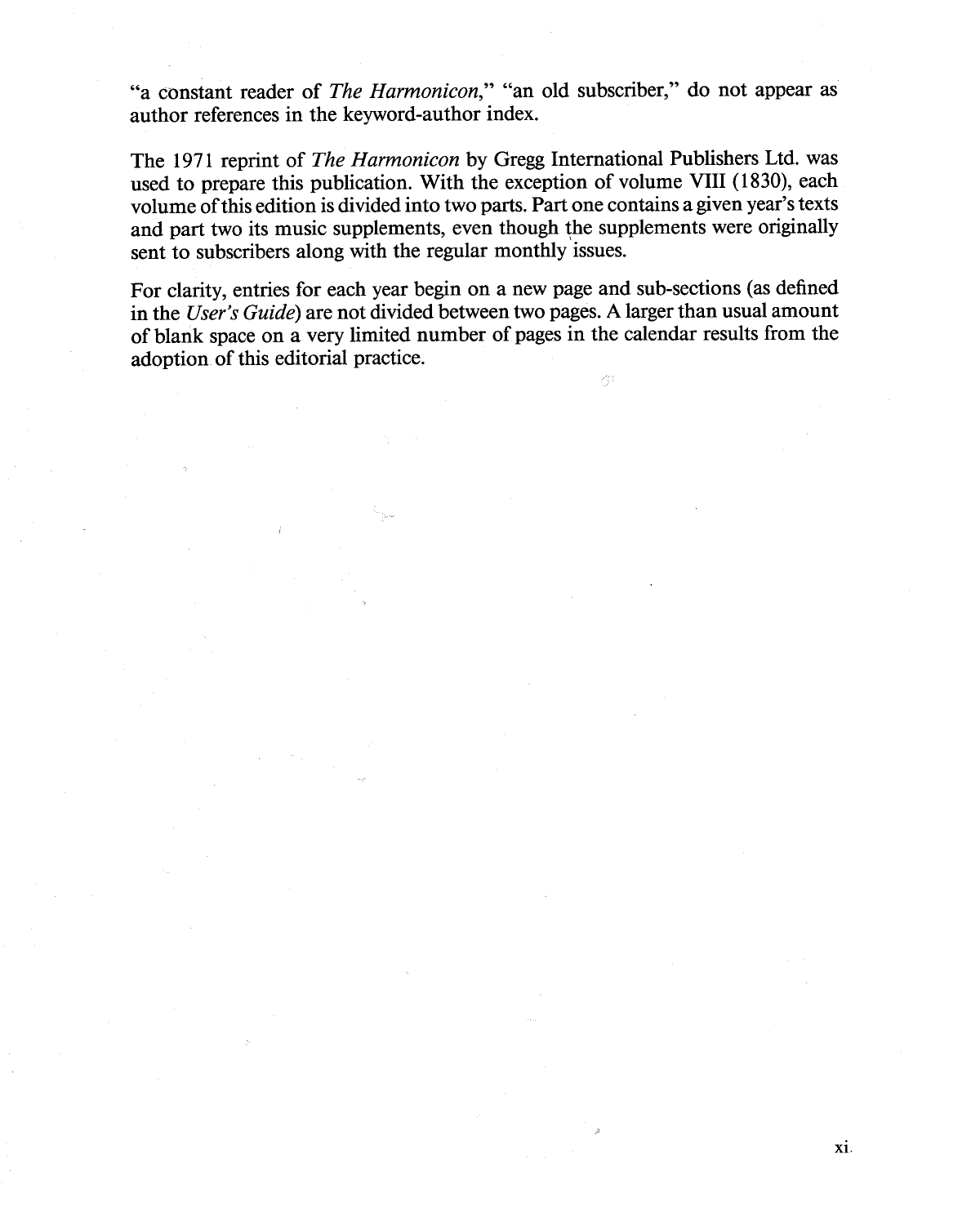"a constant reader of *The Harmonicon*," "an old subscriber," do not appear as author references in the keyword-author index.

The 1971 reprint of *The Harmonicon* by Gregg International Publishers Ltd. was used to prepare this publication. With the exception of volume VIII (1830), each volume of this edition is divided into two parts. Part one contains a given year's texts and part two its music supplements, even though the supplements were originally sent to subscribers along with the regular monthly issues.

For clarity, entries for each year begin on a new page and sub-sections (as defined in the *User's Guide*) are not divided between two pages. A larger than usual amount of blank space on a very limited number of pages in the calendar results from the adoption of this editorial practice.